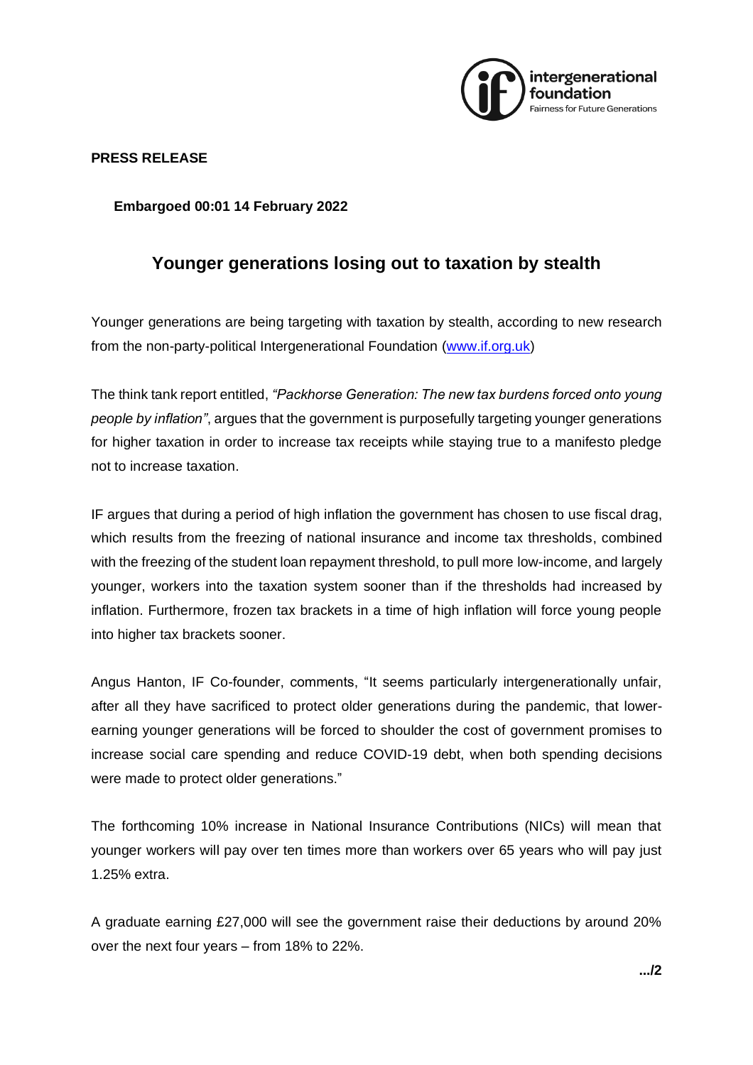**PRESS RELEASE**

**Embargoed 00:01 14 February 2022**

# Younger generations losing out to taxation by stealth

Younger generations are being targeting with taxation by stealth, according to new research from the non-party-political Intergenerational Foundation (www.if.org.uk)

The think tank report entitled, *"Packhorse Generation: The new tax burdens forced onto young people by inflation"*, argues that the government is purposefully targeting younger generations for higher taxation in order to increase tax receipts while staying true to a manifesto pledge not to increase taxation.

IF argues that during a period of high inflation the government has chosen to use fiscal drag, which results from the freezing of national insurance and income tax thresholds, combined with the freezing of the student loan repayment threshold, to pull more low-income, and largely younger, workers into the taxation system sooner than if the thresholds had increased by inflation. Furthermore, frozen tax brackets in a time of high inflation will force young people into higher tax brackets sooner.

Angus Hanton, IF Co-founder, comments, "It seems particularly intergenerationally unfair, after all they have sacrificed to protect older generations during the pandemic, that lower-earning younger generations will be forced to shoulder the cost of government promises to increase social care spending and reduce COVID-19 debt, when both spending decisions were made to protect older generations."

The forthcoming 10% increase in National Insurance Contributions (NICs) will mean that younger workers will pay over ten times more than workers over 65 years who will pay just 1.25% extra.

A graduate earning £27,000 will see the government raise their deductions by around 20% over the next four years – from 18% to 22%.

.../2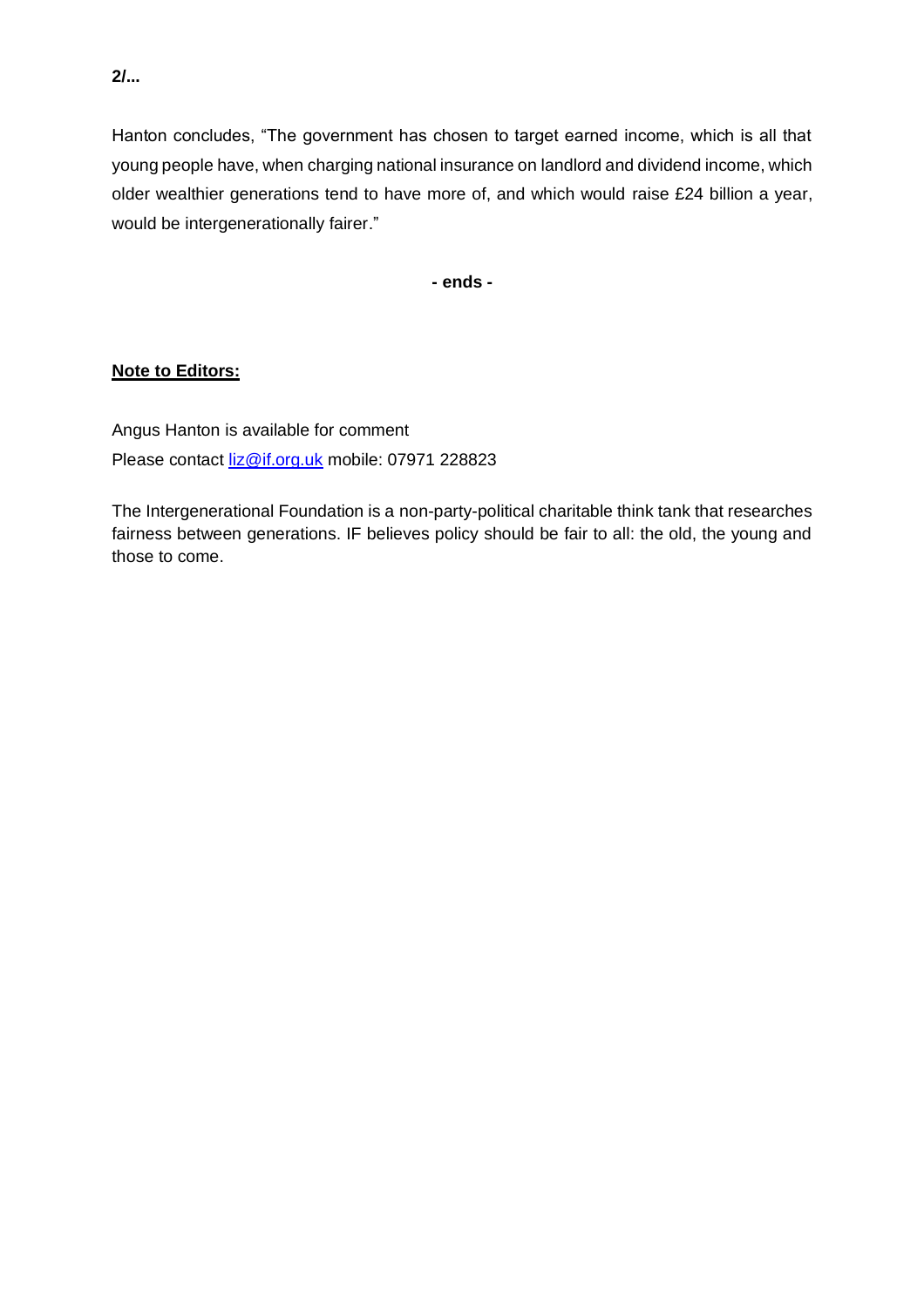Hanton concludes, "The government has chosen to target earned income, which is all that young people have, when charging national insurance on landlord and dividend income, which older wealthier generations tend to have more of, and which would raise £24 billion a year, would be intergenerationally fairer."

**- ends -**

**Note to Editors:**

Angus Hanton is available for comment
Please contact [liz@if.org.uk](mailto:liz@if.org.uk) mobile: 07971 228823

The Intergenerational Foundation is a non-party-political charitable think tank that researches fairness between generations. IF believes policy should be fair to all: the old, the young and those to come.